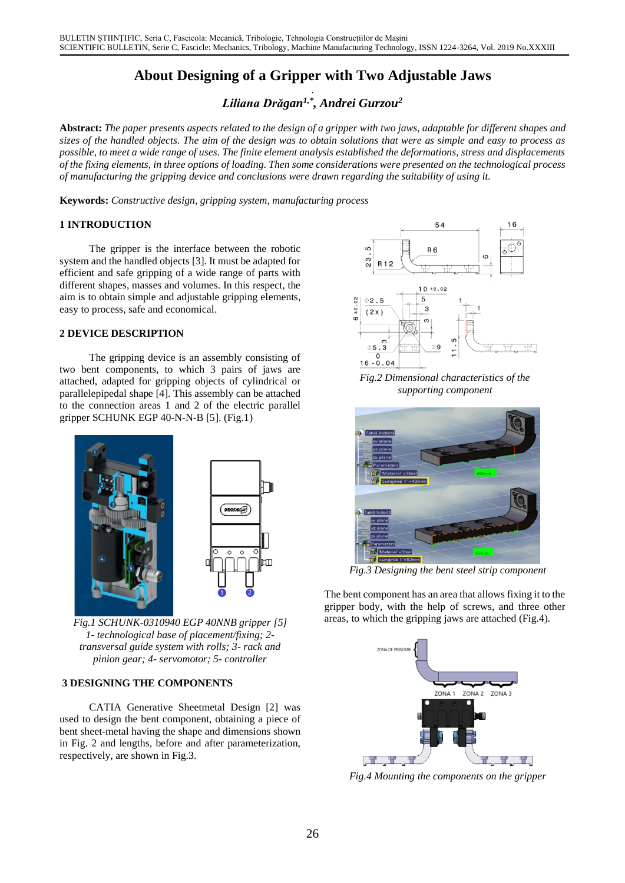# About Designing of a Gripper with Two Adjustable Jaws

***Liliana Drăgan[1,*], Andrei Gurzou[2]***

**Abstract:** *The paper presents aspects related to the design of a gripper with two jaws, adaptable for different shapes and sizes of the handled objects. The aim of the design was to obtain solutions that were as simple and easy to process as possible, to meet a wide range of uses. The finite element analysis established the deformations, stress and displacements of the fixing elements, in three options of loading. Then some considerations were presented on the technological process of manufacturing the gripping device and conclusions were drawn regarding the suitability of using it.*

**Keywords:** *Constructive design, gripping system, manufacturing process*

## 1 INTRODUCTION

The gripper is the interface between the robotic system and the handled objects [3]. It must be adapted for efficient and safe gripping of a wide range of parts with different shapes, masses and volumes. In this respect, the aim is to obtain simple and adjustable gripping elements, easy to process, safe and economical.

## 2 DEVICE DESCRIPTION

The gripping device is an assembly consisting of two bent components, to which 3 pairs of jaws are attached, adapted for gripping objects of cylindrical or parallelepipedal shape [4]. This assembly can be attached to the connection areas 1 and 2 of the electric parallel gripper SCHUNK EGP 40-N-N-B [5]. (Fig.1)

*Fig.1 SCHUNK-0310940 EGP 40NNB gripper [5] 1- technological base of placement/fixing; 2- transversal guide system with rolls; 3- rack and pinion gear; 4- servomotor; 5- controller*

## 3 DESIGNING THE COMPONENTS

CATIA Generative Sheetmetal Design [2] was used to design the bent component, obtaining a piece of bent sheet-metal having the shape and dimensions shown in Fig. 2 and lengths, before and after parameterization, respectively, are shown in Fig.3.

*Fig.2 Dimensional characteristics of the supporting component*

*Fig.3 Designing the bent steel strip component*

The bent component has an area that allows fixing it to the gripper body, with the help of screws, and three other areas, to which the gripping jaws are attached (Fig.4).

*Fig.4 Mounting the components on the gripper*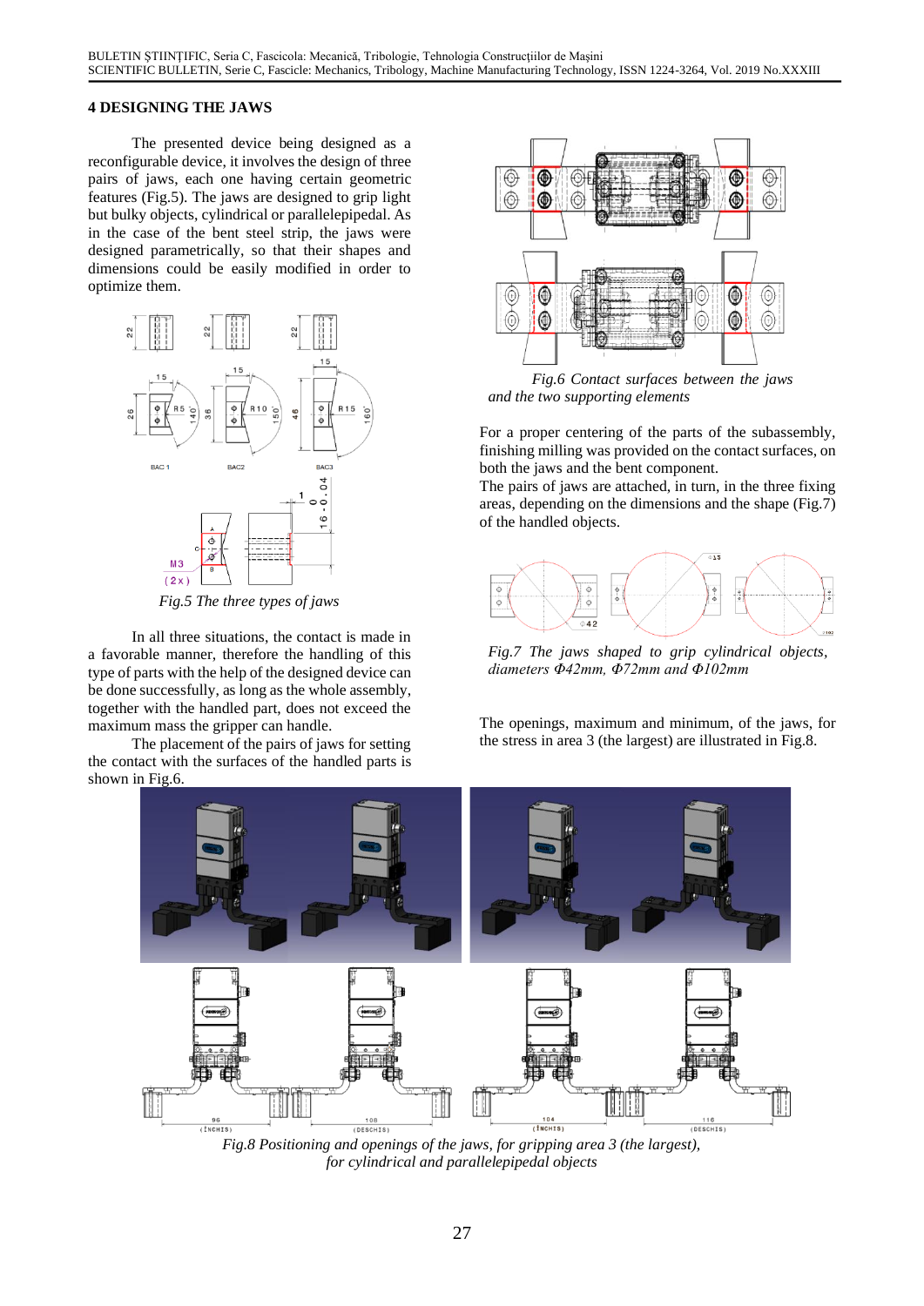## 4 DESIGNING THE JAWS

The presented device being designed as a reconfigurable device, it involves the design of three pairs of jaws, each one having certain geometric features (Fig.5). The jaws are designed to grip light but bulky objects, cylindrical or parallelepipedal. As in the case of the bent steel strip, the jaws were designed parametrically, so that their shapes and dimensions could be easily modified in order to optimize them.

*Fig.5 The three types of jaws*

In all three situations, the contact is made in a favorable manner, therefore the handling of this type of parts with the help of the designed device can be done successfully, as long as the whole assembly, together with the handled part, does not exceed the maximum mass the gripper can handle.

The placement of the pairs of jaws for setting the contact with the surfaces of the handled parts is shown in Fig.6.

*Fig.6 Contact surfaces between the jaws and the two supporting elements*

For a proper centering of the parts of the subassembly, finishing milling was provided on the contact surfaces, on both the jaws and the bent component.

The pairs of jaws are attached, in turn, in the three fixing areas, depending on the dimensions and the shape (Fig.7) of the handled objects.

*Fig.7 The jaws shaped to grip cylindrical objects, diameters Φ42mm, Φ72mm and Φ102mm*

The openings, maximum and minimum, of the jaws, for the stress in area 3 (the largest) are illustrated in Fig.8.

*Fig.8 Positioning and openings of the jaws, for gripping area 3 (the largest), for cylindrical and parallelepipedal objects*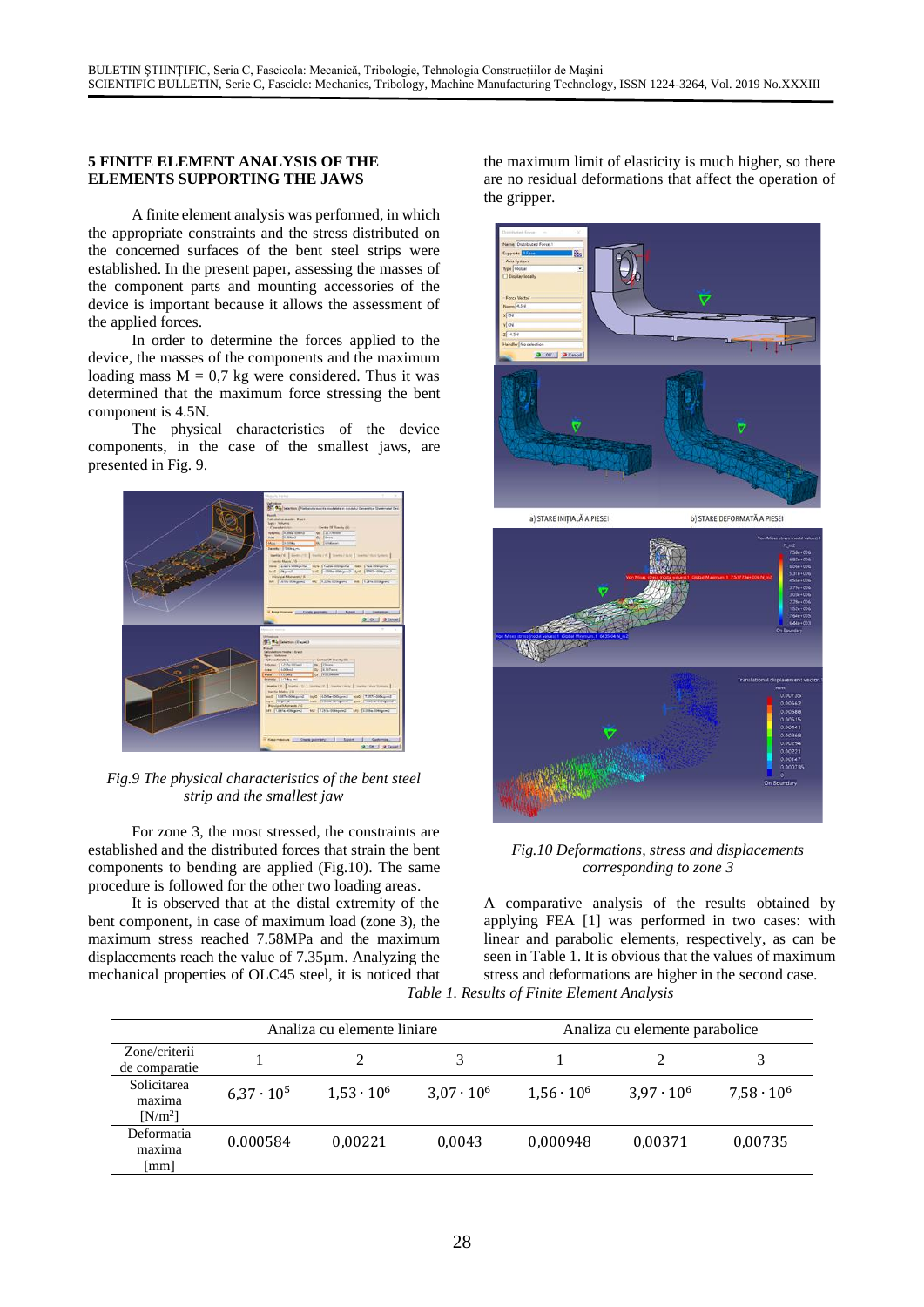## 5 FINITE ELEMENT ANALYSIS OF THE ELEMENTS SUPPORTING THE JAWS

A finite element analysis was performed, in which the appropriate constraints and the stress distributed on the concerned surfaces of the bent steel strips were established. In the present paper, assessing the masses of the component parts and mounting accessories of the device is important because it allows the assessment of the applied forces.

In order to determine the forces applied to the device, the masses of the components and the maximum loading mass M = 0,7 kg were considered. Thus it was determined that the maximum force stressing the bent component is 4.5N.

The physical characteristics of the device components, in the case of the smallest jaws, are presented in Fig. 9.

*Fig.9 The physical characteristics of the bent steel strip and the smallest jaw*

For zone 3, the most stressed, the constraints are established and the distributed forces that strain the bent components to bending are applied (Fig.10). The same procedure is followed for the other two loading areas.

It is observed that at the distal extremity of the bent component, in case of maximum load (zone 3), the maximum stress reached 7.58MPa and the maximum displacements reach the value of 7.35µm. Analyzing the mechanical properties of OLC45 steel, it is noticed that the maximum limit of elasticity is much higher, so there are no residual deformations that affect the operation of the gripper.

*Fig.10 Deformations, stress and displacements corresponding to zone 3*

A comparative analysis of the results obtained by applying FEA [1] was performed in two cases: with linear and parabolic elements, respectively, as can be seen in Table 1. It is obvious that the values of maximum stress and deformations are higher in the second case.

*Table 1. Results of Finite Element Analysis*

| | Analiza cu elemente liniare | | | Analiza cu elemente parabolice | | |
|---|---|---|---|---|---|---|
| Zone/criterii de comparatie | 1 | 2 | 3 | 1 | 2 | 3 |
| Solicitarea maxima [N/m$^2$] | $6{,}37 \cdot 10^5$ | $1{,}53 \cdot 10^6$ | $3{,}07 \cdot 10^6$ | $1{,}56 \cdot 10^6$ | $3{,}97 \cdot 10^6$ | $7{,}58 \cdot 10^6$ |
| Deformatia maxima [mm] | 0.000584 | 0,00221 | 0,0043 | 0,000948 | 0,00371 | 0,00735 |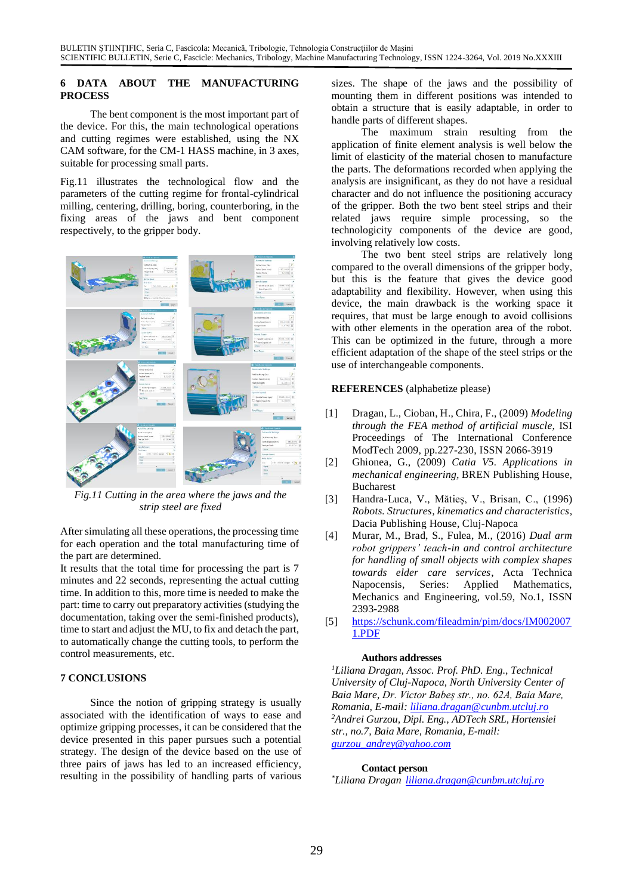## 6 DATA ABOUT THE MANUFACTURING PROCESS

The bent component is the most important part of the device. For this, the main technological operations and cutting regimes were established, using the NX CAM software, for the CM-1 HASS machine, in 3 axes, suitable for processing small parts.

Fig.11 illustrates the technological flow and the parameters of the cutting regime for frontal-cylindrical milling, centering, drilling, boring, counterboring, in the fixing areas of the jaws and bent component respectively, to the gripper body.

*Fig.11 Cutting in the area where the jaws and the strip steel are fixed*

After simulating all these operations, the processing time for each operation and the total manufacturing time of the part are determined.

It results that the total time for processing the part is 7 minutes and 22 seconds, representing the actual cutting time. In addition to this, more time is needed to make the part: time to carry out preparatory activities (studying the documentation, taking over the semi-finished products), time to start and adjust the MU, to fix and detach the part, to automatically change the cutting tools, to perform the control measurements, etc.

## 7 CONCLUSIONS

Since the notion of gripping strategy is usually associated with the identification of ways to ease and optimize gripping processes, it can be considered that the device presented in this paper pursues such a potential strategy. The design of the device based on the use of three pairs of jaws has led to an increased efficiency, resulting in the possibility of handling parts of various sizes. The shape of the jaws and the possibility of mounting them in different positions was intended to obtain a structure that is easily adaptable, in order to handle parts of different shapes.

The maximum strain resulting from the application of finite element analysis is well below the limit of elasticity of the material chosen to manufacture the parts. The deformations recorded when applying the analysis are insignificant, as they do not have a residual character and do not influence the positioning accuracy of the gripper. Both the two bent steel strips and their related jaws require simple processing, so the technologicity components of the device are good, involving relatively low costs.

The two bent steel strips are relatively long compared to the overall dimensions of the gripper body, but this is the feature that gives the device good adaptability and flexibility. However, when using this device, the main drawback is the working space it requires, that must be large enough to avoid collisions with other elements in the operation area of the robot. This can be optimized in the future, through a more efficient adaptation of the shape of the steel strips or the use of interchangeable components.

**REFERENCES** (alphabetize please)

[1] Dragan, L., Cioban, H., Chira, F., (2009) *Modeling through the FEA method of artificial muscle*, ISI Proceedings of The International Conference ModTech 2009, pp.227-230, ISSN 2066-3919

[2] Ghionea, G., (2009) *Catia V5. Applications in mechanical engineering*, BREN Publishing House, Bucharest

[3] Handra-Luca, V., Mătieș, V., Brisan, C., (1996) *Robots. Structures, kinematics and characteristics*, Dacia Publishing House, Cluj-Napoca

[4] Murar, M., Brad, S., Fulea, M., (2016) *Dual arm robot grippers' teach-in and control architecture for handling of small objects with complex shapes towards elder care services*, Acta Technica Napocensis, Series: Applied Mathematics, Mechanics and Engineering, vol.59, No.1, ISSN 2393-2988

[5] https://schunk.com/fileadmin/pim/docs/IM0020071.PDF

**Authors addresses**

[1]*Liliana Dragan, Assoc. Prof. PhD. Eng., Technical University of Cluj-Napoca, North University Center of Baia Mare, Dr. Victor Babeș str., no. 62A, Baia Mare, Romania, E-mail: liliana.dragan@cunbm.utcluj.ro*

[2]*Andrei Gurzou, Dipl. Eng., ADTech SRL, Hortensiei str., no.7, Baia Mare, Romania, E-mail: gurzou_andrey@yahoo.com*

**Contact person**

[*]*Liliana Dragan liliana.dragan@cunbm.utcluj.ro*